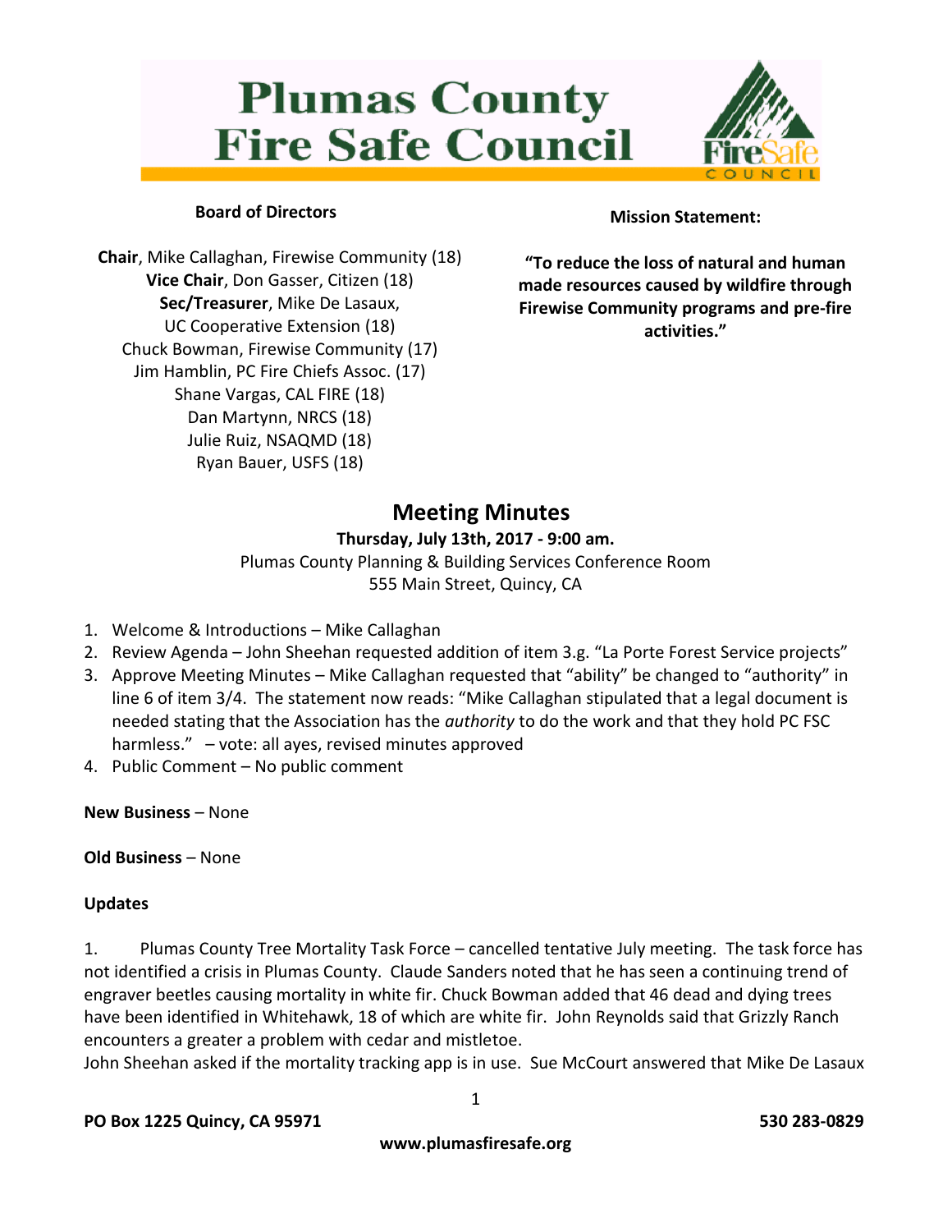# Plumas County Fire Safe Council

**Board of Directors**

**Chair**, Mike Callaghan, Firewise Community (18)
**Vice Chair**, Don Gasser, Citizen (18)
**Sec/Treasurer**, Mike De Lasaux, UC Cooperative Extension (18)
Chuck Bowman, Firewise Community (17)
Jim Hamblin, PC Fire Chiefs Assoc. (17)
Shane Vargas, CAL FIRE (18)
Dan Martynn, NRCS (18)
Julie Ruiz, NSAQMD (18)
Ryan Bauer, USFS (18)

**Mission Statement:**

**"To reduce the loss of natural and human made resources caused by wildfire through Firewise Community programs and pre-fire activities."**

## Meeting Minutes

**Thursday, July 13th, 2017 - 9:00 am.**
Plumas County Planning & Building Services Conference Room
555 Main Street, Quincy, CA

1. Welcome & Introductions – Mike Callaghan
2. Review Agenda – John Sheehan requested addition of item 3.g. "La Porte Forest Service projects"
3. Approve Meeting Minutes – Mike Callaghan requested that "ability" be changed to "authority" in line 6 of item 3/4. The statement now reads: "Mike Callaghan stipulated that a legal document is needed stating that the Association has the *authority* to do the work and that they hold PC FSC harmless." – vote: all ayes, revised minutes approved
4. Public Comment – No public comment

**New Business** – None

**Old Business** – None

**Updates**

1. Plumas County Tree Mortality Task Force – cancelled tentative July meeting. The task force has not identified a crisis in Plumas County. Claude Sanders noted that he has seen a continuing trend of engraver beetles causing mortality in white fir. Chuck Bowman added that 46 dead and dying trees have been identified in Whitehawk, 18 of which are white fir. John Reynolds said that Grizzly Ranch encounters a greater a problem with cedar and mistletoe.

John Sheehan asked if the mortality tracking app is in use. Sue McCourt answered that Mike De Lasaux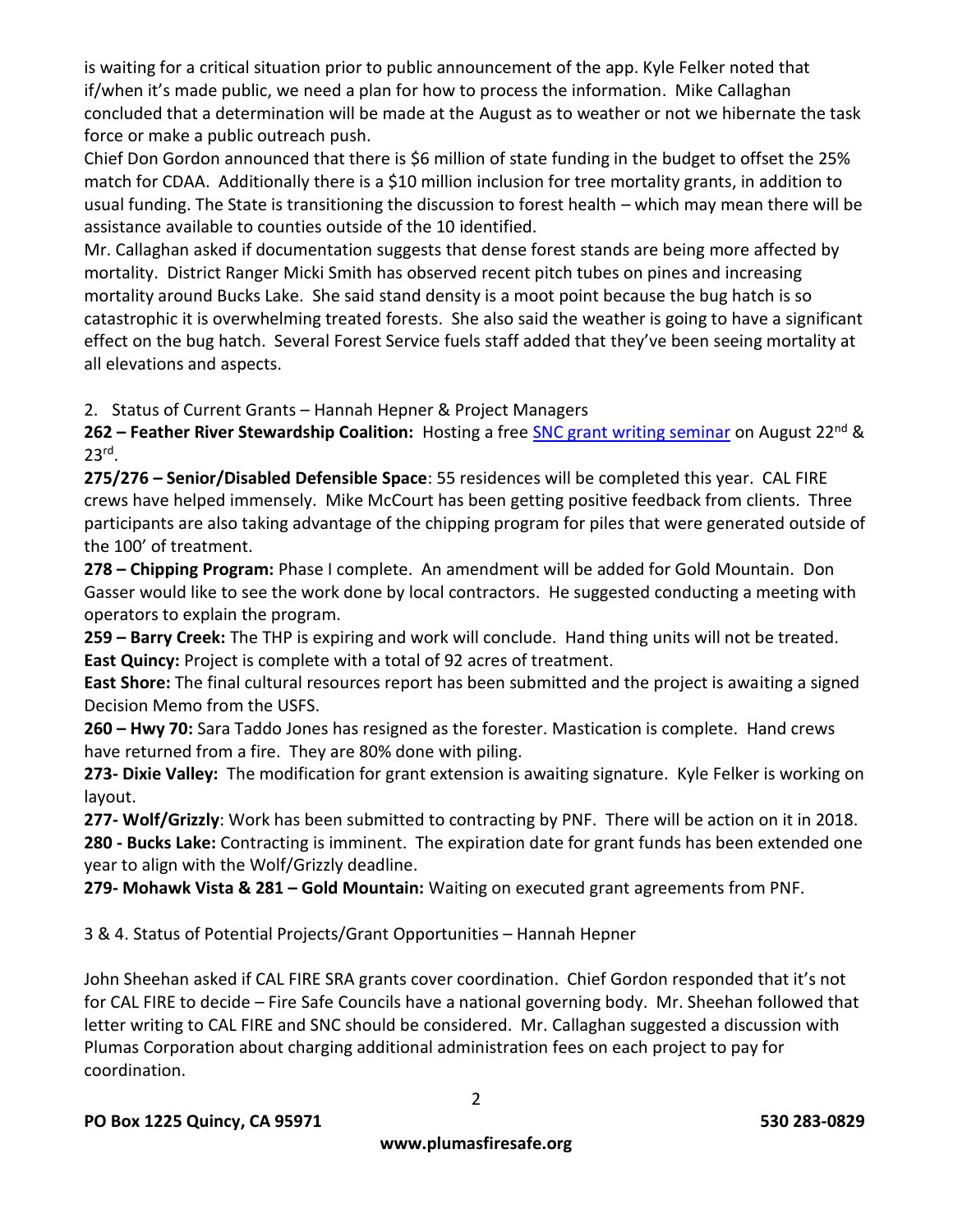is waiting for a critical situation prior to public announcement of the app. Kyle Felker noted that if/when it's made public, we need a plan for how to process the information. Mike Callaghan concluded that a determination will be made at the August as to weather or not we hibernate the task force or make a public outreach push.

Chief Don Gordon announced that there is $6 million of state funding in the budget to offset the 25% match for CDAA. Additionally there is a $10 million inclusion for tree mortality grants, in addition to usual funding. The State is transitioning the discussion to forest health – which may mean there will be assistance available to counties outside of the 10 identified.

Mr. Callaghan asked if documentation suggests that dense forest stands are being more affected by mortality. District Ranger Micki Smith has observed recent pitch tubes on pines and increasing mortality around Bucks Lake. She said stand density is a moot point because the bug hatch is so catastrophic it is overwhelming treated forests. She also said the weather is going to have a significant effect on the bug hatch. Several Forest Service fuels staff added that they've been seeing mortality at all elevations and aspects.

2. Status of Current Grants – Hannah Hepner & Project Managers

**262 – Feather River Stewardship Coalition:** Hosting a free SNC grant writing seminar on August 22nd & 23rd.

**275/276 – Senior/Disabled Defensible Space**: 55 residences will be completed this year. CAL FIRE crews have helped immensely. Mike McCourt has been getting positive feedback from clients. Three participants are also taking advantage of the chipping program for piles that were generated outside of the 100' of treatment.

**278 – Chipping Program:** Phase I complete. An amendment will be added for Gold Mountain. Don Gasser would like to see the work done by local contractors. He suggested conducting a meeting with operators to explain the program.

**259 – Barry Creek:** The THP is expiring and work will conclude. Hand thing units will not be treated.

**East Quincy:** Project is complete with a total of 92 acres of treatment.

**East Shore:** The final cultural resources report has been submitted and the project is awaiting a signed Decision Memo from the USFS.

**260 – Hwy 70:** Sara Taddo Jones has resigned as the forester. Mastication is complete. Hand crews have returned from a fire. They are 80% done with piling.

**273- Dixie Valley:** The modification for grant extension is awaiting signature. Kyle Felker is working on layout.

**277- Wolf/Grizzly**: Work has been submitted to contracting by PNF. There will be action on it in 2018.

**280 - Bucks Lake:** Contracting is imminent. The expiration date for grant funds has been extended one year to align with the Wolf/Grizzly deadline.

**279- Mohawk Vista & 281 – Gold Mountain:** Waiting on executed grant agreements from PNF.

3 & 4. Status of Potential Projects/Grant Opportunities – Hannah Hepner

John Sheehan asked if CAL FIRE SRA grants cover coordination. Chief Gordon responded that it's not for CAL FIRE to decide – Fire Safe Councils have a national governing body. Mr. Sheehan followed that letter writing to CAL FIRE and SNC should be considered. Mr. Callaghan suggested a discussion with Plumas Corporation about charging additional administration fees on each project to pay for coordination.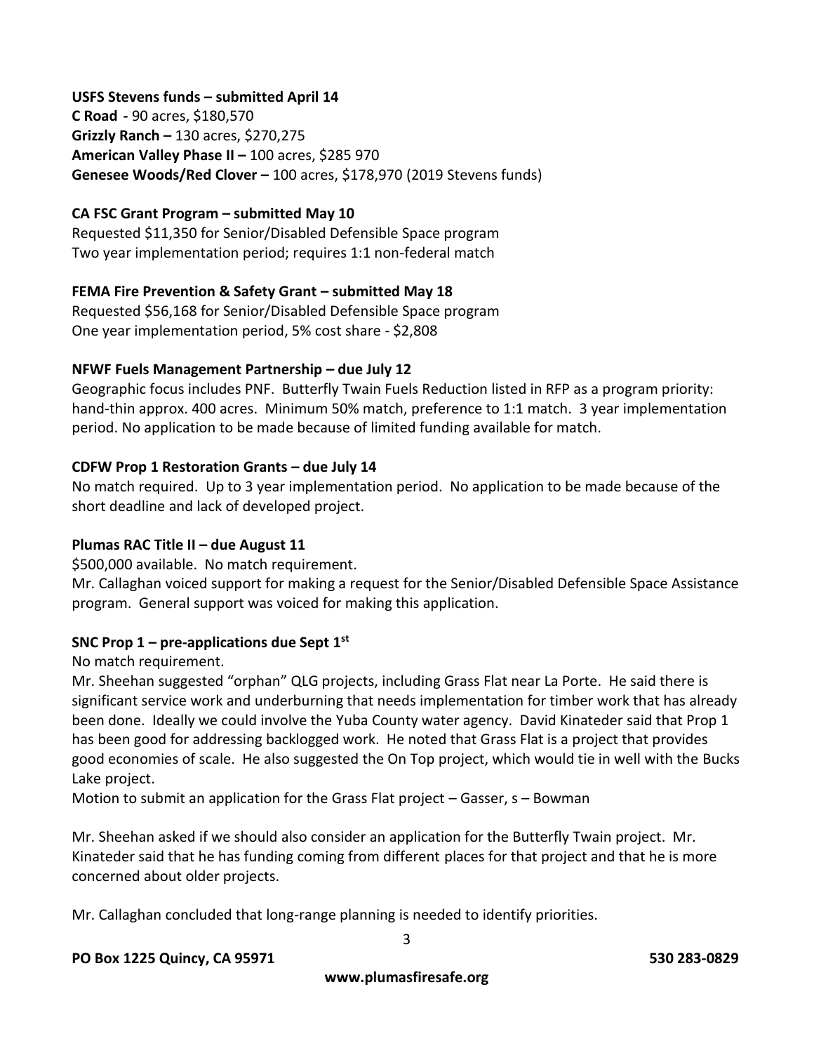**USFS Stevens funds – submitted April 14**
**C Road** - 90 acres, $180,570
**Grizzly Ranch –** 130 acres, $270,275
**American Valley Phase II –** 100 acres, $285 970
**Genesee Woods/Red Clover –** 100 acres, $178,970 (2019 Stevens funds)

**CA FSC Grant Program – submitted May 10**
Requested $11,350 for Senior/Disabled Defensible Space program
Two year implementation period; requires 1:1 non-federal match

**FEMA Fire Prevention & Safety Grant – submitted May 18**
Requested $56,168 for Senior/Disabled Defensible Space program
One year implementation period, 5% cost share - $2,808

**NFWF Fuels Management Partnership – due July 12**
Geographic focus includes PNF. Butterfly Twain Fuels Reduction listed in RFP as a program priority: hand-thin approx. 400 acres. Minimum 50% match, preference to 1:1 match. 3 year implementation period. No application to be made because of limited funding available for match.

**CDFW Prop 1 Restoration Grants – due July 14**
No match required. Up to 3 year implementation period. No application to be made because of the short deadline and lack of developed project.

**Plumas RAC Title II – due August 11**
$500,000 available. No match requirement.
Mr. Callaghan voiced support for making a request for the Senior/Disabled Defensible Space Assistance program. General support was voiced for making this application.

**SNC Prop 1 – pre-applications due Sept 1st**
No match requirement.
Mr. Sheehan suggested "orphan" QLG projects, including Grass Flat near La Porte. He said there is significant service work and underburning that needs implementation for timber work that has already been done. Ideally we could involve the Yuba County water agency. David Kinateder said that Prop 1 has been good for addressing backlogged work. He noted that Grass Flat is a project that provides good economies of scale. He also suggested the On Top project, which would tie in well with the Bucks Lake project.
Motion to submit an application for the Grass Flat project – Gasser, s – Bowman

Mr. Sheehan asked if we should also consider an application for the Butterfly Twain project. Mr. Kinateder said that he has funding coming from different places for that project and that he is more concerned about older projects.

Mr. Callaghan concluded that long-range planning is needed to identify priorities.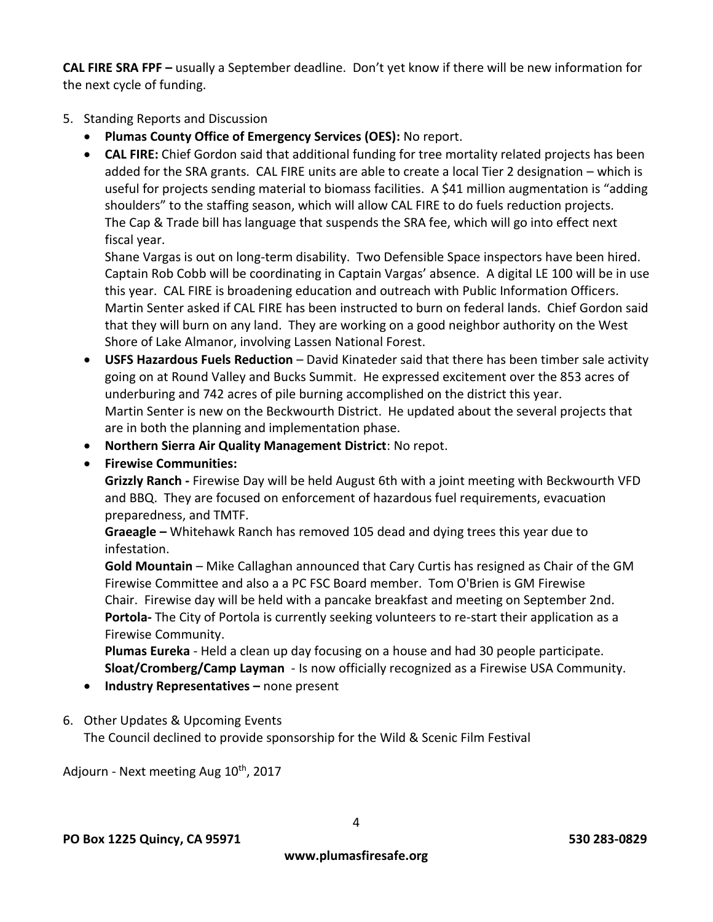**CAL FIRE SRA FPF –** usually a September deadline. Don't yet know if there will be new information for the next cycle of funding.

5. Standing Reports and Discussion
   - **Plumas County Office of Emergency Services (OES):** No report.
   - **CAL FIRE:** Chief Gordon said that additional funding for tree mortality related projects has been added for the SRA grants. CAL FIRE units are able to create a local Tier 2 designation – which is useful for projects sending material to biomass facilities. A $41 million augmentation is "adding shoulders" to the staffing season, which will allow CAL FIRE to do fuels reduction projects. The Cap & Trade bill has language that suspends the SRA fee, which will go into effect next fiscal year.

     Shane Vargas is out on long-term disability. Two Defensible Space inspectors have been hired. Captain Rob Cobb will be coordinating in Captain Vargas' absence. A digital LE 100 will be in use this year. CAL FIRE is broadening education and outreach with Public Information Officers. Martin Senter asked if CAL FIRE has been instructed to burn on federal lands. Chief Gordon said that they will burn on any land. They are working on a good neighbor authority on the West Shore of Lake Almanor, involving Lassen National Forest.
   - **USFS Hazardous Fuels Reduction** – David Kinateder said that there has been timber sale activity going on at Round Valley and Bucks Summit. He expressed excitement over the 853 acres of underburing and 742 acres of pile burning accomplished on the district this year.

     Martin Senter is new on the Beckwourth District. He updated about the several projects that are in both the planning and implementation phase.
   - **Northern Sierra Air Quality Management District**: No repot.
   - **Firewise Communities:**

     **Grizzly Ranch -** Firewise Day will be held August 6th with a joint meeting with Beckwourth VFD and BBQ. They are focused on enforcement of hazardous fuel requirements, evacuation preparedness, and TMTF.

     **Graeagle –** Whitehawk Ranch has removed 105 dead and dying trees this year due to infestation.

     **Gold Mountain** – Mike Callaghan announced that Cary Curtis has resigned as Chair of the GM Firewise Committee and also a a PC FSC Board member. Tom O'Brien is GM Firewise Chair. Firewise day will be held with a pancake breakfast and meeting on September 2nd.

     **Portola-** The City of Portola is currently seeking volunteers to re-start their application as a Firewise Community.

     **Plumas Eureka** - Held a clean up day focusing on a house and had 30 people participate.

     **Sloat/Cromberg/Camp Layman** - Is now officially recognized as a Firewise USA Community.
   - **Industry Representatives –** none present

6. Other Updates & Upcoming Events

   The Council declined to provide sponsorship for the Wild & Scenic Film Festival

Adjourn - Next meeting Aug 10th, 2017

**PO Box 1225 Quincy, CA 95971** **530 283-0829**

**www.plumasfiresafe.org**